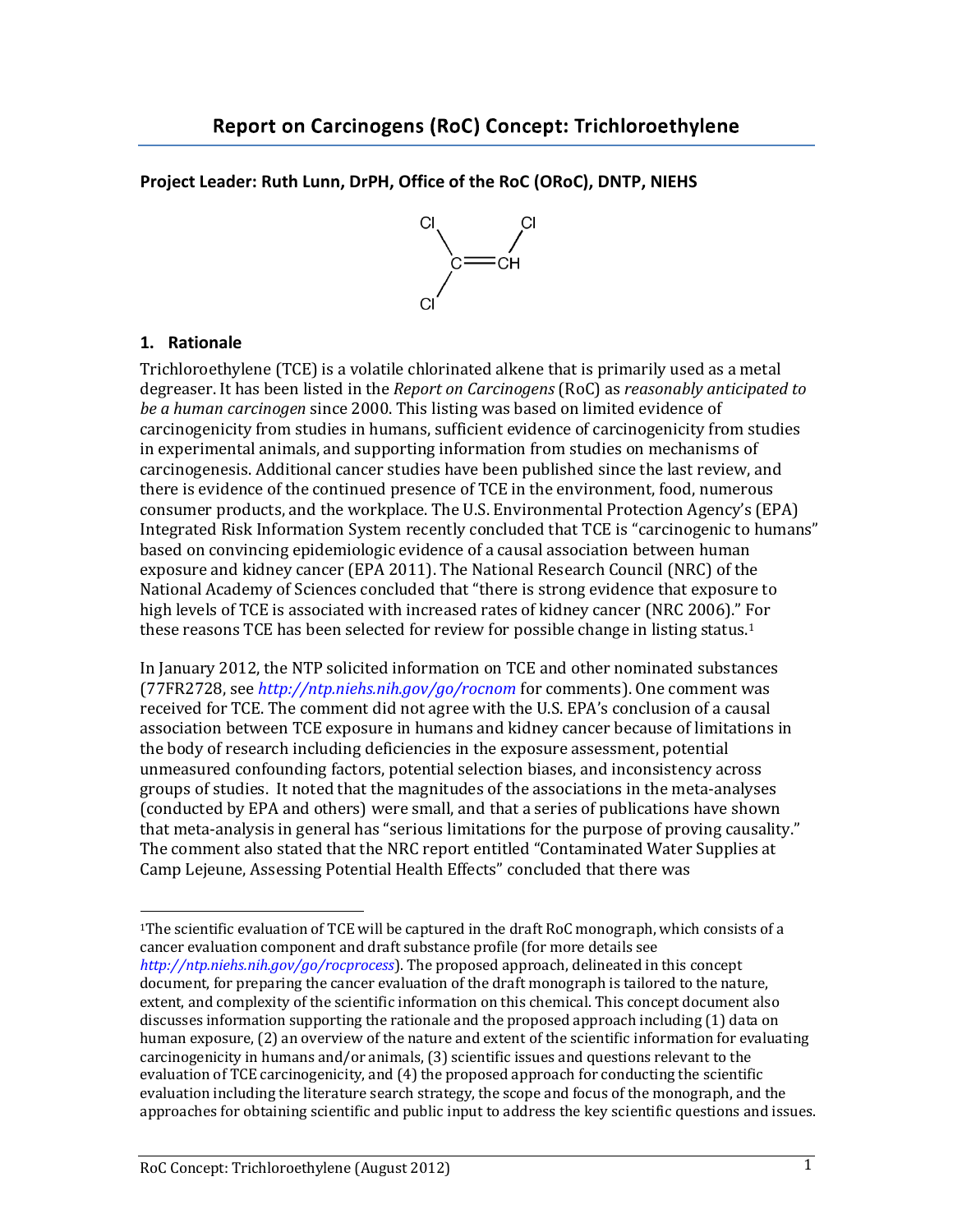# Report on Carcinogens (RoC) Concept: Trichloroethylene

**Project Leader: Ruth Lunn, DrPH, Office of the RoC (ORoC), DNTP, NIEHS**

## 1. Rationale

Trichloroethylene (TCE) is a volatile chlorinated alkene that is primarily used as a metal degreaser. It has been listed in the *Report on Carcinogens* (RoC) as *reasonably anticipated to be a human carcinogen* since 2000. This listing was based on limited evidence of carcinogenicity from studies in humans, sufficient evidence of carcinogenicity from studies in experimental animals, and supporting information from studies on mechanisms of carcinogenesis. Additional cancer studies have been published since the last review, and there is evidence of the continued presence of TCE in the environment, food, numerous consumer products, and the workplace. The U.S. Environmental Protection Agency's (EPA) Integrated Risk Information System recently concluded that TCE is "carcinogenic to humans" based on convincing epidemiologic evidence of a causal association between human exposure and kidney cancer (EPA 2011). The National Research Council (NRC) of the National Academy of Sciences concluded that "there is strong evidence that exposure to high levels of TCE is associated with increased rates of kidney cancer (NRC 2006)." For these reasons TCE has been selected for review for possible change in listing status.[1]

In January 2012, the NTP solicited information on TCE and other nominated substances (77FR2728, see *http://ntp.niehs.nih.gov/go/rocnom* for comments). One comment was received for TCE. The comment did not agree with the U.S. EPA's conclusion of a causal association between TCE exposure in humans and kidney cancer because of limitations in the body of research including deficiencies in the exposure assessment, potential unmeasured confounding factors, potential selection biases, and inconsistency across groups of studies. It noted that the magnitudes of the associations in the meta-analyses (conducted by EPA and others) were small, and that a series of publications have shown that meta-analysis in general has "serious limitations for the purpose of proving causality." The comment also stated that the NRC report entitled "Contaminated Water Supplies at Camp Lejeune, Assessing Potential Health Effects" concluded that there was

---

[1] The scientific evaluation of TCE will be captured in the draft RoC monograph, which consists of a cancer evaluation component and draft substance profile (for more details see *http://ntp.niehs.nih.gov/go/rocprocess*). The proposed approach, delineated in this concept document, for preparing the cancer evaluation of the draft monograph is tailored to the nature, extent, and complexity of the scientific information on this chemical. This concept document also discusses information supporting the rationale and the proposed approach including (1) data on human exposure, (2) an overview of the nature and extent of the scientific information for evaluating carcinogenicity in humans and/or animals, (3) scientific issues and questions relevant to the evaluation of TCE carcinogenicity, and (4) the proposed approach for conducting the scientific evaluation including the literature search strategy, the scope and focus of the monograph, and the approaches for obtaining scientific and public input to address the key scientific questions and issues.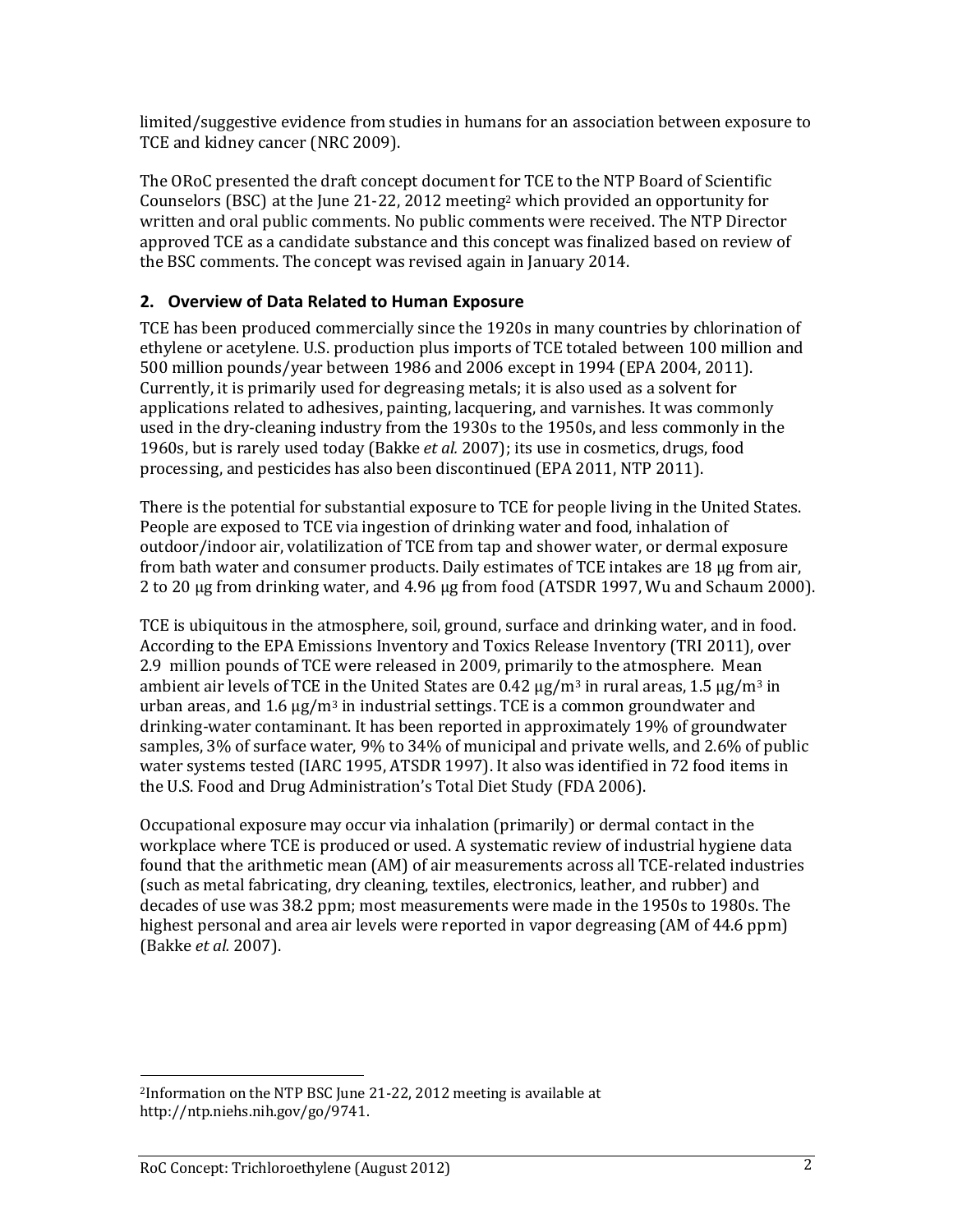limited/suggestive evidence from studies in humans for an association between exposure to TCE and kidney cancer (NRC 2009).

The ORoC presented the draft concept document for TCE to the NTP Board of Scientific Counselors (BSC) at the June 21-22, 2012 meeting[2] which provided an opportunity for written and oral public comments. No public comments were received. The NTP Director approved TCE as a candidate substance and this concept was finalized based on review of the BSC comments. The concept was revised again in January 2014.

## 2. Overview of Data Related to Human Exposure

TCE has been produced commercially since the 1920s in many countries by chlorination of ethylene or acetylene. U.S. production plus imports of TCE totaled between 100 million and 500 million pounds/year between 1986 and 2006 except in 1994 (EPA 2004, 2011). Currently, it is primarily used for degreasing metals; it is also used as a solvent for applications related to adhesives, painting, lacquering, and varnishes. It was commonly used in the dry-cleaning industry from the 1930s to the 1950s, and less commonly in the 1960s, but is rarely used today (Bakke *et al.* 2007); its use in cosmetics, drugs, food processing, and pesticides has also been discontinued (EPA 2011, NTP 2011).

There is the potential for substantial exposure to TCE for people living in the United States. People are exposed to TCE via ingestion of drinking water and food, inhalation of outdoor/indoor air, volatilization of TCE from tap and shower water, or dermal exposure from bath water and consumer products. Daily estimates of TCE intakes are 18 µg from air, 2 to 20 µg from drinking water, and 4.96 µg from food (ATSDR 1997, Wu and Schaum 2000).

TCE is ubiquitous in the atmosphere, soil, ground, surface and drinking water, and in food. According to the EPA Emissions Inventory and Toxics Release Inventory (TRI 2011), over 2.9 million pounds of TCE were released in 2009, primarily to the atmosphere. Mean ambient air levels of TCE in the United States are 0.42 µg/$m^3$ in rural areas, 1.5 µg/$m^3$ in urban areas, and 1.6 µg/$m^3$ in industrial settings. TCE is a common groundwater and drinking-water contaminant. It has been reported in approximately 19% of groundwater samples, 3% of surface water, 9% to 34% of municipal and private wells, and 2.6% of public water systems tested (IARC 1995, ATSDR 1997). It also was identified in 72 food items in the U.S. Food and Drug Administration's Total Diet Study (FDA 2006).

Occupational exposure may occur via inhalation (primarily) or dermal contact in the workplace where TCE is produced or used. A systematic review of industrial hygiene data found that the arithmetic mean (AM) of air measurements across all TCE-related industries (such as metal fabricating, dry cleaning, textiles, electronics, leather, and rubber) and decades of use was 38.2 ppm; most measurements were made in the 1950s to 1980s. The highest personal and area air levels were reported in vapor degreasing (AM of 44.6 ppm) (Bakke *et al.* 2007).

---

[2]Information on the NTP BSC June 21-22, 2012 meeting is available at http://ntp.niehs.nih.gov/go/9741.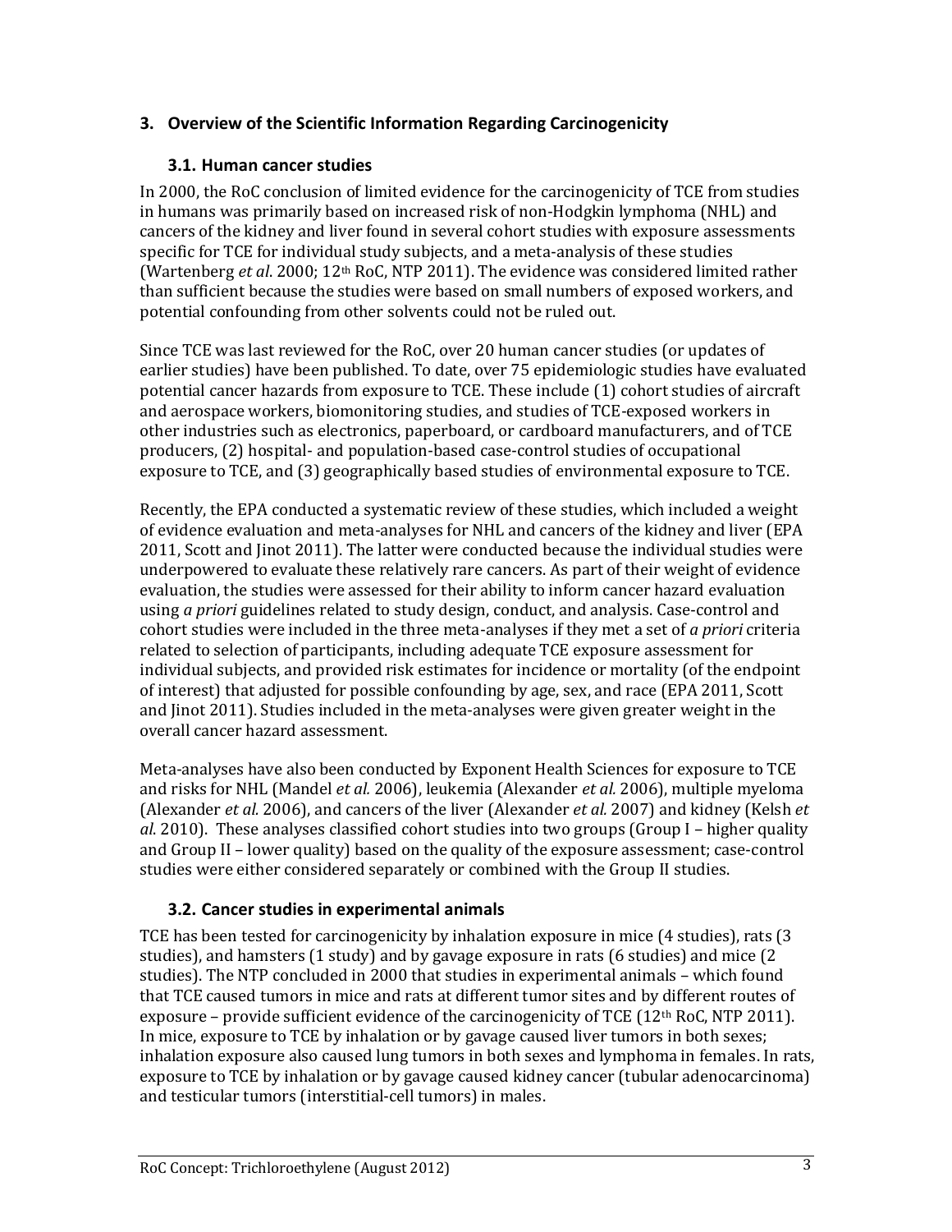## 3. Overview of the Scientific Information Regarding Carcinogenicity

### 3.1. Human cancer studies

In 2000, the RoC conclusion of limited evidence for the carcinogenicity of TCE from studies in humans was primarily based on increased risk of non-Hodgkin lymphoma (NHL) and cancers of the kidney and liver found in several cohort studies with exposure assessments specific for TCE for individual study subjects, and a meta-analysis of these studies (Wartenberg *et al*. 2000; 12th RoC, NTP 2011). The evidence was considered limited rather than sufficient because the studies were based on small numbers of exposed workers, and potential confounding from other solvents could not be ruled out.

Since TCE was last reviewed for the RoC, over 20 human cancer studies (or updates of earlier studies) have been published. To date, over 75 epidemiologic studies have evaluated potential cancer hazards from exposure to TCE. These include (1) cohort studies of aircraft and aerospace workers, biomonitoring studies, and studies of TCE-exposed workers in other industries such as electronics, paperboard, or cardboard manufacturers, and of TCE producers, (2) hospital- and population-based case-control studies of occupational exposure to TCE, and (3) geographically based studies of environmental exposure to TCE.

Recently, the EPA conducted a systematic review of these studies, which included a weight of evidence evaluation and meta-analyses for NHL and cancers of the kidney and liver (EPA 2011, Scott and Jinot 2011). The latter were conducted because the individual studies were underpowered to evaluate these relatively rare cancers. As part of their weight of evidence evaluation, the studies were assessed for their ability to inform cancer hazard evaluation using *a priori* guidelines related to study design, conduct, and analysis. Case-control and cohort studies were included in the three meta-analyses if they met a set of *a priori* criteria related to selection of participants, including adequate TCE exposure assessment for individual subjects, and provided risk estimates for incidence or mortality (of the endpoint of interest) that adjusted for possible confounding by age, sex, and race (EPA 2011, Scott and Jinot 2011). Studies included in the meta-analyses were given greater weight in the overall cancer hazard assessment.

Meta-analyses have also been conducted by Exponent Health Sciences for exposure to TCE and risks for NHL (Mandel *et al.* 2006), leukemia (Alexander *et al.* 2006), multiple myeloma (Alexander *et al*. 2006), and cancers of the liver (Alexander *et al.* 2007) and kidney (Kelsh *et al*. 2010). These analyses classified cohort studies into two groups (Group I – higher quality and Group II – lower quality) based on the quality of the exposure assessment; case-control studies were either considered separately or combined with the Group II studies.

### 3.2. Cancer studies in experimental animals

TCE has been tested for carcinogenicity by inhalation exposure in mice (4 studies), rats (3 studies), and hamsters (1 study) and by gavage exposure in rats (6 studies) and mice (2 studies). The NTP concluded in 2000 that studies in experimental animals – which found that TCE caused tumors in mice and rats at different tumor sites and by different routes of exposure – provide sufficient evidence of the carcinogenicity of TCE (12th RoC, NTP 2011). In mice, exposure to TCE by inhalation or by gavage caused liver tumors in both sexes; inhalation exposure also caused lung tumors in both sexes and lymphoma in females. In rats, exposure to TCE by inhalation or by gavage caused kidney cancer (tubular adenocarcinoma) and testicular tumors (interstitial-cell tumors) in males.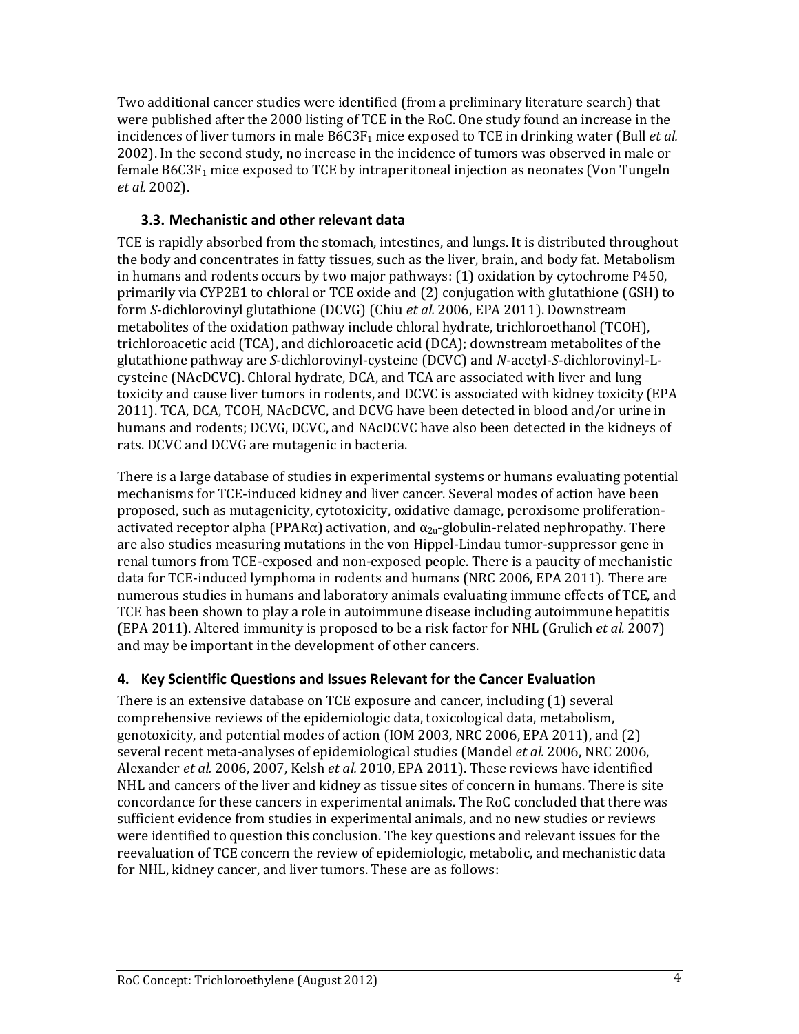Two additional cancer studies were identified (from a preliminary literature search) that were published after the 2000 listing of TCE in the RoC. One study found an increase in the incidences of liver tumors in male B6C3F$_1$ mice exposed to TCE in drinking water (Bull *et al.* 2002). In the second study, no increase in the incidence of tumors was observed in male or female B6C3F$_1$ mice exposed to TCE by intraperitoneal injection as neonates (Von Tungeln *et al.* 2002).

### 3.3. Mechanistic and other relevant data

TCE is rapidly absorbed from the stomach, intestines, and lungs. It is distributed throughout the body and concentrates in fatty tissues, such as the liver, brain, and body fat. Metabolism in humans and rodents occurs by two major pathways: (1) oxidation by cytochrome P450, primarily via CYP2E1 to chloral or TCE oxide and (2) conjugation with glutathione (GSH) to form *S*-dichlorovinyl glutathione (DCVG) (Chiu *et al.* 2006, EPA 2011). Downstream metabolites of the oxidation pathway include chloral hydrate, trichloroethanol (TCOH), trichloroacetic acid (TCA), and dichloroacetic acid (DCA); downstream metabolites of the glutathione pathway are *S*-dichlorovinyl-cysteine (DCVC) and *N*-acetyl-*S*-dichlorovinyl-L-cysteine (NAcDCVC). Chloral hydrate, DCA, and TCA are associated with liver and lung toxicity and cause liver tumors in rodents, and DCVC is associated with kidney toxicity (EPA 2011). TCA, DCA, TCOH, NAcDCVC, and DCVG have been detected in blood and/or urine in humans and rodents; DCVG, DCVC, and NAcDCVC have also been detected in the kidneys of rats. DCVC and DCVG are mutagenic in bacteria.

There is a large database of studies in experimental systems or humans evaluating potential mechanisms for TCE-induced kidney and liver cancer. Several modes of action have been proposed, such as mutagenicity, cytotoxicity, oxidative damage, peroxisome proliferation-activated receptor alpha (PPARα) activation, and $\alpha_{2u}$-globulin-related nephropathy. There are also studies measuring mutations in the von Hippel-Lindau tumor-suppressor gene in renal tumors from TCE-exposed and non-exposed people. There is a paucity of mechanistic data for TCE-induced lymphoma in rodents and humans (NRC 2006, EPA 2011). There are numerous studies in humans and laboratory animals evaluating immune effects of TCE, and TCE has been shown to play a role in autoimmune disease including autoimmune hepatitis (EPA 2011). Altered immunity is proposed to be a risk factor for NHL (Grulich *et al.* 2007) and may be important in the development of other cancers.

## 4. Key Scientific Questions and Issues Relevant for the Cancer Evaluation

There is an extensive database on TCE exposure and cancer, including (1) several comprehensive reviews of the epidemiologic data, toxicological data, metabolism, genotoxicity, and potential modes of action (IOM 2003, NRC 2006, EPA 2011), and (2) several recent meta-analyses of epidemiological studies (Mandel *et al.* 2006, NRC 2006, Alexander *et al.* 2006, 2007, Kelsh *et al.* 2010, EPA 2011). These reviews have identified NHL and cancers of the liver and kidney as tissue sites of concern in humans. There is site concordance for these cancers in experimental animals. The RoC concluded that there was sufficient evidence from studies in experimental animals, and no new studies or reviews were identified to question this conclusion. The key questions and relevant issues for the reevaluation of TCE concern the review of epidemiologic, metabolic, and mechanistic data for NHL, kidney cancer, and liver tumors. These are as follows: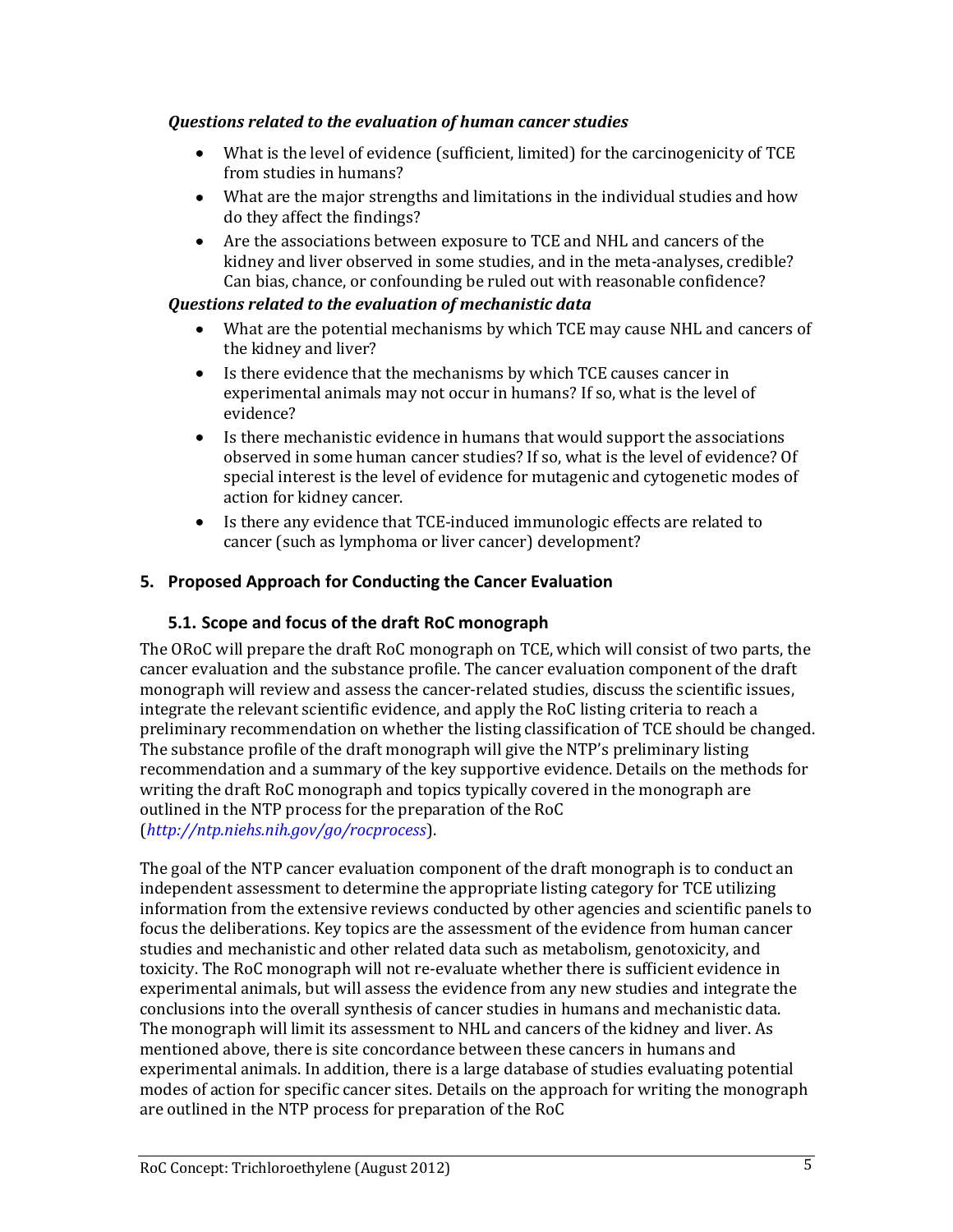*Questions related to the evaluation of human cancer studies*

- What is the level of evidence (sufficient, limited) for the carcinogenicity of TCE from studies in humans?
- What are the major strengths and limitations in the individual studies and how do they affect the findings?
- Are the associations between exposure to TCE and NHL and cancers of the kidney and liver observed in some studies, and in the meta-analyses, credible? Can bias, chance, or confounding be ruled out with reasonable confidence?

*Questions related to the evaluation of mechanistic data*

- What are the potential mechanisms by which TCE may cause NHL and cancers of the kidney and liver?
- Is there evidence that the mechanisms by which TCE causes cancer in experimental animals may not occur in humans? If so, what is the level of evidence?
- Is there mechanistic evidence in humans that would support the associations observed in some human cancer studies? If so, what is the level of evidence? Of special interest is the level of evidence for mutagenic and cytogenetic modes of action for kidney cancer.
- Is there any evidence that TCE-induced immunologic effects are related to cancer (such as lymphoma or liver cancer) development?

## 5. Proposed Approach for Conducting the Cancer Evaluation

### 5.1. Scope and focus of the draft RoC monograph

The ORoC will prepare the draft RoC monograph on TCE, which will consist of two parts, the cancer evaluation and the substance profile. The cancer evaluation component of the draft monograph will review and assess the cancer-related studies, discuss the scientific issues, integrate the relevant scientific evidence, and apply the RoC listing criteria to reach a preliminary recommendation on whether the listing classification of TCE should be changed. The substance profile of the draft monograph will give the NTP's preliminary listing recommendation and a summary of the key supportive evidence. Details on the methods for writing the draft RoC monograph and topics typically covered in the monograph are outlined in the NTP process for the preparation of the RoC (*http://ntp.niehs.nih.gov/go/rocprocess*).

The goal of the NTP cancer evaluation component of the draft monograph is to conduct an independent assessment to determine the appropriate listing category for TCE utilizing information from the extensive reviews conducted by other agencies and scientific panels to focus the deliberations. Key topics are the assessment of the evidence from human cancer studies and mechanistic and other related data such as metabolism, genotoxicity, and toxicity. The RoC monograph will not re-evaluate whether there is sufficient evidence in experimental animals, but will assess the evidence from any new studies and integrate the conclusions into the overall synthesis of cancer studies in humans and mechanistic data. The monograph will limit its assessment to NHL and cancers of the kidney and liver. As mentioned above, there is site concordance between these cancers in humans and experimental animals. In addition, there is a large database of studies evaluating potential modes of action for specific cancer sites. Details on the approach for writing the monograph are outlined in the NTP process for preparation of the RoC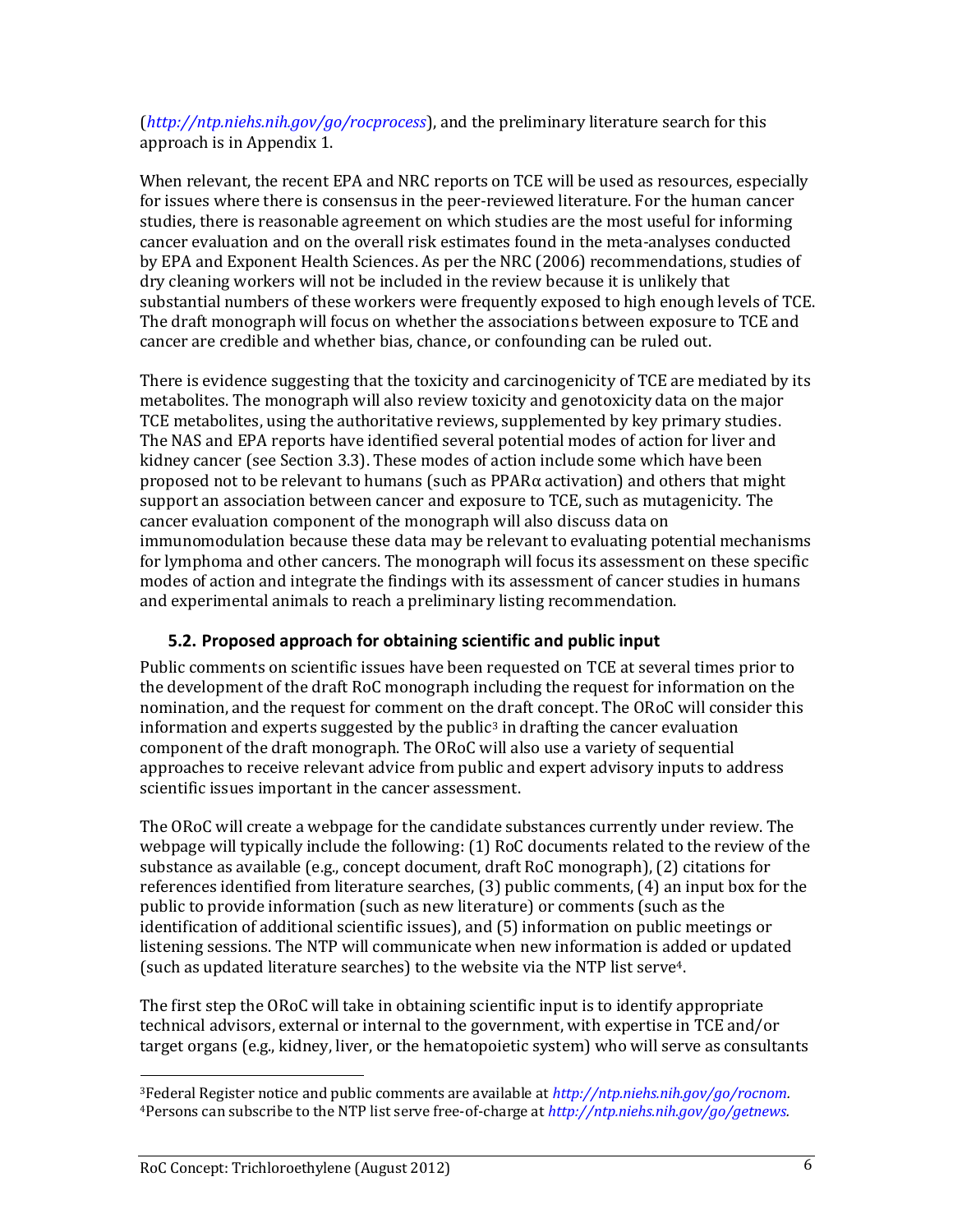(*http://ntp.niehs.nih.gov/go/rocprocess*), and the preliminary literature search for this approach is in Appendix 1.

When relevant, the recent EPA and NRC reports on TCE will be used as resources, especially for issues where there is consensus in the peer-reviewed literature. For the human cancer studies, there is reasonable agreement on which studies are the most useful for informing cancer evaluation and on the overall risk estimates found in the meta-analyses conducted by EPA and Exponent Health Sciences. As per the NRC (2006) recommendations, studies of dry cleaning workers will not be included in the review because it is unlikely that substantial numbers of these workers were frequently exposed to high enough levels of TCE. The draft monograph will focus on whether the associations between exposure to TCE and cancer are credible and whether bias, chance, or confounding can be ruled out.

There is evidence suggesting that the toxicity and carcinogenicity of TCE are mediated by its metabolites. The monograph will also review toxicity and genotoxicity data on the major TCE metabolites, using the authoritative reviews, supplemented by key primary studies. The NAS and EPA reports have identified several potential modes of action for liver and kidney cancer (see Section 3.3). These modes of action include some which have been proposed not to be relevant to humans (such as PPARα activation) and others that might support an association between cancer and exposure to TCE, such as mutagenicity. The cancer evaluation component of the monograph will also discuss data on immunomodulation because these data may be relevant to evaluating potential mechanisms for lymphoma and other cancers. The monograph will focus its assessment on these specific modes of action and integrate the findings with its assessment of cancer studies in humans and experimental animals to reach a preliminary listing recommendation.

### 5.2. Proposed approach for obtaining scientific and public input

Public comments on scientific issues have been requested on TCE at several times prior to the development of the draft RoC monograph including the request for information on the nomination, and the request for comment on the draft concept. The ORoC will consider this information and experts suggested by the public[3] in drafting the cancer evaluation component of the draft monograph. The ORoC will also use a variety of sequential approaches to receive relevant advice from public and expert advisory inputs to address scientific issues important in the cancer assessment.

The ORoC will create a webpage for the candidate substances currently under review. The webpage will typically include the following: (1) RoC documents related to the review of the substance as available (e.g., concept document, draft RoC monograph), (2) citations for references identified from literature searches, (3) public comments, (4) an input box for the public to provide information (such as new literature) or comments (such as the identification of additional scientific issues), and (5) information on public meetings or listening sessions. The NTP will communicate when new information is added or updated (such as updated literature searches) to the website via the NTP list serve[4].

The first step the ORoC will take in obtaining scientific input is to identify appropriate technical advisors, external or internal to the government, with expertise in TCE and/or target organs (e.g., kidney, liver, or the hematopoietic system) who will serve as consultants

---

[3]Federal Register notice and public comments are available at *http://ntp.niehs.nih.gov/go/rocnom.*
[4]Persons can subscribe to the NTP list serve free-of-charge at *http://ntp.niehs.nih.gov/go/getnews.*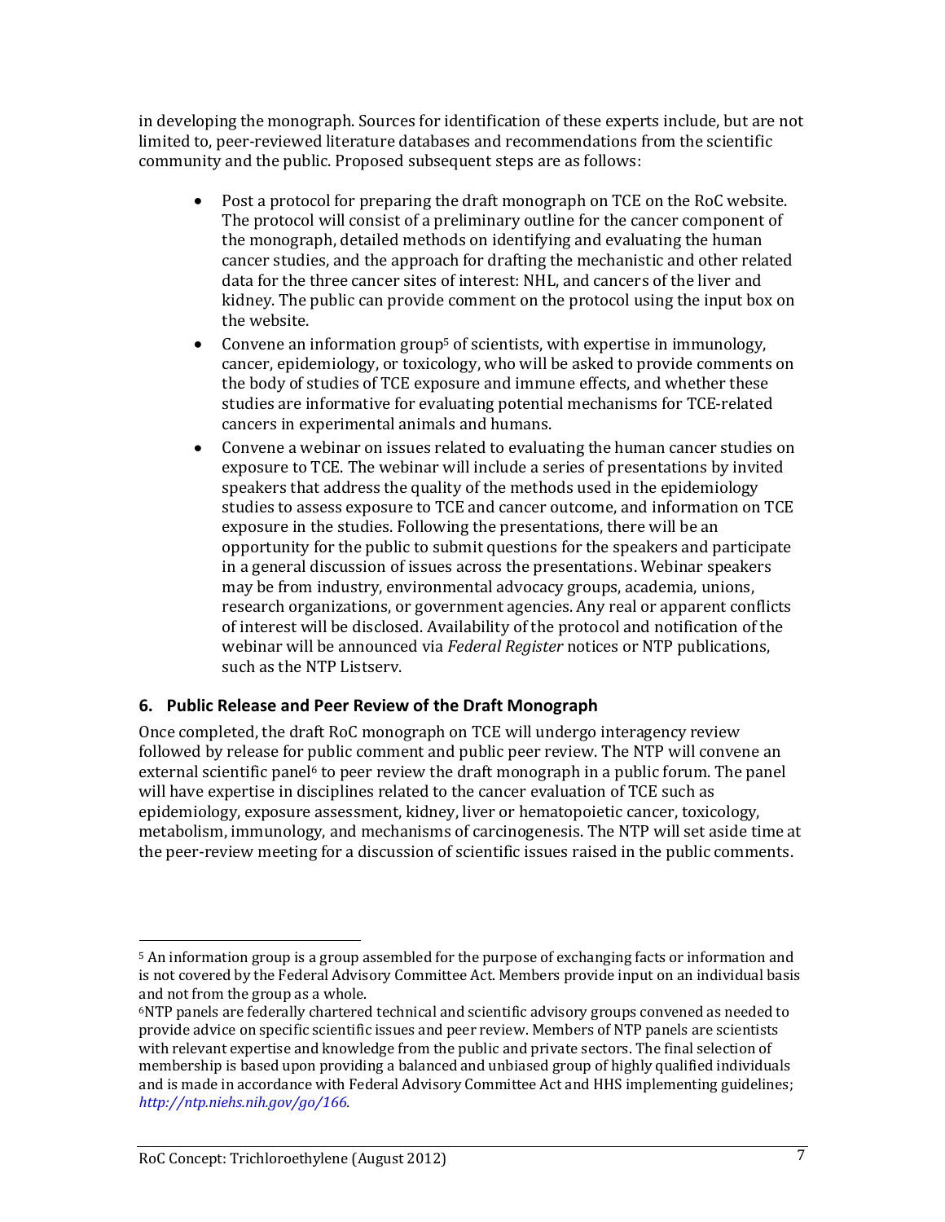in developing the monograph. Sources for identification of these experts include, but are not limited to, peer-reviewed literature databases and recommendations from the scientific community and the public. Proposed subsequent steps are as follows:

- Post a protocol for preparing the draft monograph on TCE on the RoC website. The protocol will consist of a preliminary outline for the cancer component of the monograph, detailed methods on identifying and evaluating the human cancer studies, and the approach for drafting the mechanistic and other related data for the three cancer sites of interest: NHL, and cancers of the liver and kidney. The public can provide comment on the protocol using the input box on the website.
- Convene an information group[5] of scientists, with expertise in immunology, cancer, epidemiology, or toxicology, who will be asked to provide comments on the body of studies of TCE exposure and immune effects, and whether these studies are informative for evaluating potential mechanisms for TCE-related cancers in experimental animals and humans.
- Convene a webinar on issues related to evaluating the human cancer studies on exposure to TCE. The webinar will include a series of presentations by invited speakers that address the quality of the methods used in the epidemiology studies to assess exposure to TCE and cancer outcome, and information on TCE exposure in the studies. Following the presentations, there will be an opportunity for the public to submit questions for the speakers and participate in a general discussion of issues across the presentations. Webinar speakers may be from industry, environmental advocacy groups, academia, unions, research organizations, or government agencies. Any real or apparent conflicts of interest will be disclosed. Availability of the protocol and notification of the webinar will be announced via *Federal Register* notices or NTP publications, such as the NTP Listserv.

## 6. Public Release and Peer Review of the Draft Monograph

Once completed, the draft RoC monograph on TCE will undergo interagency review followed by release for public comment and public peer review. The NTP will convene an external scientific panel[6] to peer review the draft monograph in a public forum. The panel will have expertise in disciplines related to the cancer evaluation of TCE such as epidemiology, exposure assessment, kidney, liver or hematopoietic cancer, toxicology, metabolism, immunology, and mechanisms of carcinogenesis. The NTP will set aside time at the peer-review meeting for a discussion of scientific issues raised in the public comments.

---

[5] An information group is a group assembled for the purpose of exchanging facts or information and is not covered by the Federal Advisory Committee Act. Members provide input on an individual basis and not from the group as a whole.

[6] NTP panels are federally chartered technical and scientific advisory groups convened as needed to provide advice on specific scientific issues and peer review. Members of NTP panels are scientists with relevant expertise and knowledge from the public and private sectors. The final selection of membership is based upon providing a balanced and unbiased group of highly qualified individuals and is made in accordance with Federal Advisory Committee Act and HHS implementing guidelines; *http://ntp.niehs.nih.gov/go/166*.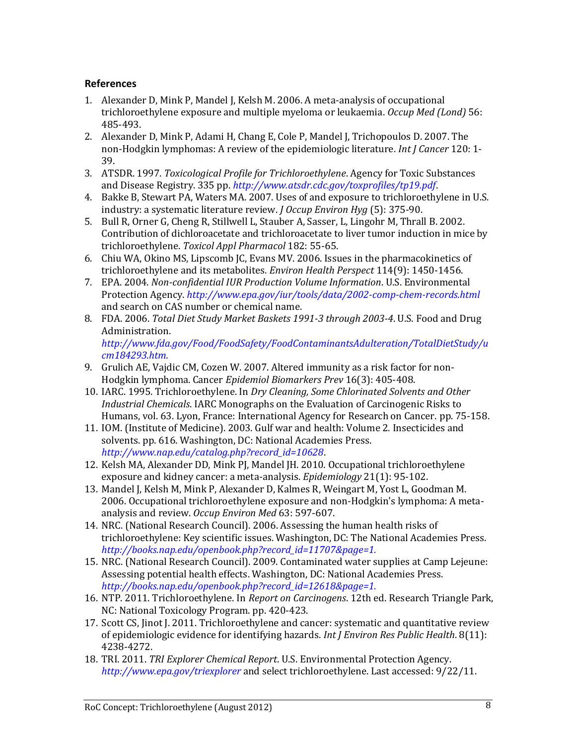## References

1. Alexander D, Mink P, Mandel J, Kelsh M. 2006. A meta-analysis of occupational trichloroethylene exposure and multiple myeloma or leukaemia. *Occup Med (Lond)* 56: 485-493.
2. Alexander D, Mink P, Adami H, Chang E, Cole P, Mandel J, Trichopoulos D. 2007. The non-Hodgkin lymphomas: A review of the epidemiologic literature. *Int J Cancer* 120: 1-39.
3. ATSDR. 1997. *Toxicological Profile for Trichloroethylene*. Agency for Toxic Substances and Disease Registry. 335 pp. *http://www.atsdr.cdc.gov/toxprofiles/tp19.pdf*.
4. Bakke B, Stewart PA, Waters MA. 2007. Uses of and exposure to trichloroethylene in U.S. industry: a systematic literature review. *J Occup Environ Hyg* (5): 375-90.
5. Bull R, Orner G, Cheng R, Stillwell L, Stauber A, Sasser, L, Lingohr M, Thrall B. 2002. Contribution of dichloroacetate and trichloroacetate to liver tumor induction in mice by trichloroethylene. *Toxicol Appl Pharmacol* 182: 55-65.
6. Chiu WA, Okino MS, Lipscomb JC, Evans MV. 2006. Issues in the pharmacokinetics of trichloroethylene and its metabolites. *Environ Health Perspect* 114(9): 1450-1456.
7. EPA. 2004. *Non-confidential IUR Production Volume Information*. U.S. Environmental Protection Agency. *http://www.epa.gov/iur/tools/data/2002-comp-chem-records.html* and search on CAS number or chemical name.
8. FDA. 2006. *Total Diet Study Market Baskets 1991-3 through 2003-4*. U.S. Food and Drug Administration. *http://www.fda.gov/Food/FoodSafety/FoodContaminantsAdulteration/TotalDietStudy/ucm184293.htm.*
9. Grulich AE, Vajdic CM, Cozen W. 2007. Altered immunity as a risk factor for non-Hodgkin lymphoma. Cancer *Epidemiol Biomarkers Prev* 16(3): 405-408.
10. IARC. 1995. Trichloroethylene. In *Dry Cleaning, Some Chlorinated Solvents and Other Industrial Chemicals*. IARC Monographs on the Evaluation of Carcinogenic Risks to Humans, vol. 63. Lyon, France: International Agency for Research on Cancer. pp. 75-158.
11. IOM. (Institute of Medicine). 2003. Gulf war and health: Volume 2. Insecticides and solvents. pp. 616. Washington, DC: National Academies Press. *http://www.nap.edu/catalog.php?record_id=10628*.
12. Kelsh MA, Alexander DD, Mink PJ, Mandel JH. 2010. Occupational trichloroethylene exposure and kidney cancer: a meta-analysis. *Epidemiology* 21(1): 95-102.
13. Mandel J, Kelsh M, Mink P, Alexander D, Kalmes R, Weingart M, Yost L, Goodman M. 2006. Occupational trichloroethylene exposure and non-Hodgkin's lymphoma: A meta-analysis and review. *Occup Environ Med* 63: 597-607.
14. NRC. (National Research Council). 2006. Assessing the human health risks of trichloroethylene: Key scientific issues. Washington, DC: The National Academies Press. *http://books.nap.edu/openbook.php?record_id=11707&page=1.*
15. NRC. (National Research Council). 2009. Contaminated water supplies at Camp Lejeune: Assessing potential health effects. Washington, DC: National Academies Press. *http://books.nap.edu/openbook.php?record_id=12618&page=1.*
16. NTP. 2011. Trichloroethylene. In *Report on Carcinogens*. 12th ed. Research Triangle Park, NC: National Toxicology Program. pp. 420-423.
17. Scott CS, Jinot J. 2011. Trichloroethylene and cancer: systematic and quantitative review of epidemiologic evidence for identifying hazards. *Int J Environ Res Public Health*. 8(11): 4238-4272.
18. TRI. 2011. *TRI Explorer Chemical Report*. U.S. Environmental Protection Agency. *http://www.epa.gov/triexplorer* and select trichloroethylene. Last accessed: 9/22/11.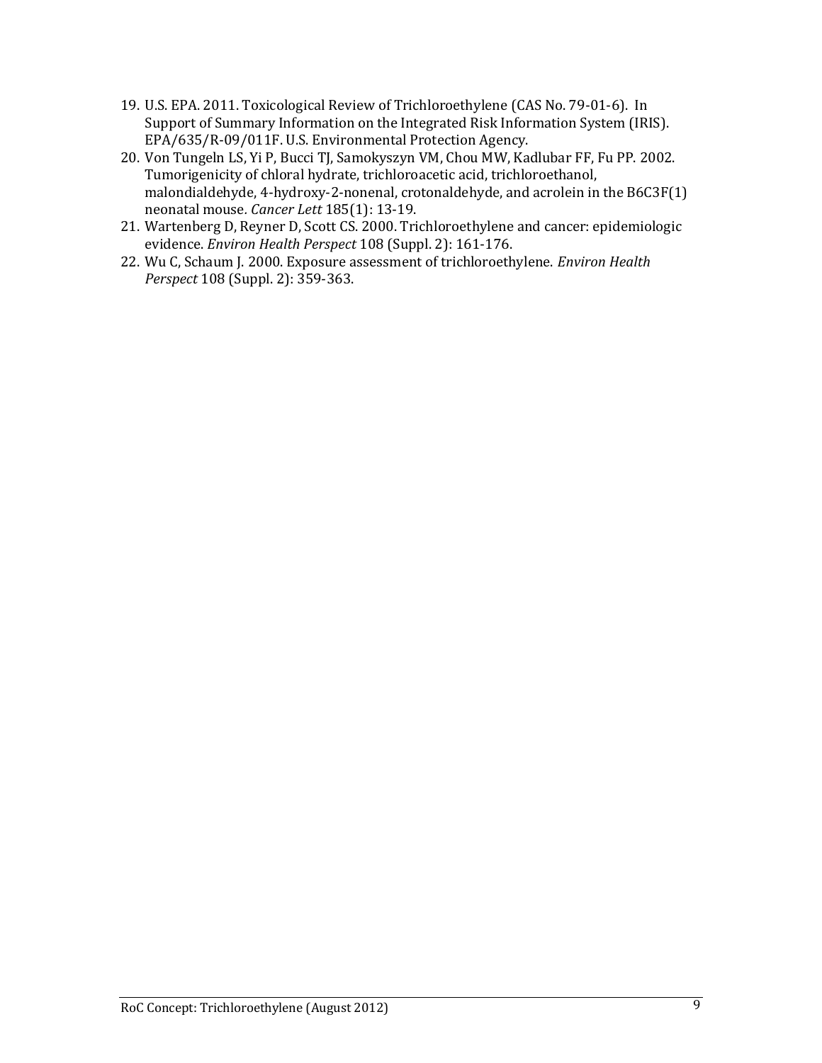19. U.S. EPA. 2011. Toxicological Review of Trichloroethylene (CAS No. 79-01-6). In Support of Summary Information on the Integrated Risk Information System (IRIS). EPA/635/R-09/011F. U.S. Environmental Protection Agency.
20. Von Tungeln LS, Yi P, Bucci TJ, Samokyszyn VM, Chou MW, Kadlubar FF, Fu PP. 2002. Tumorigenicity of chloral hydrate, trichloroacetic acid, trichloroethanol, malondialdehyde, 4-hydroxy-2-nonenal, crotonaldehyde, and acrolein in the B6C3F(1) neonatal mouse. *Cancer Lett* 185(1): 13-19.
21. Wartenberg D, Reyner D, Scott CS. 2000. Trichloroethylene and cancer: epidemiologic evidence. *Environ Health Perspect* 108 (Suppl. 2): 161-176.
22. Wu C, Schaum J. 2000. Exposure assessment of trichloroethylene. *Environ Health Perspect* 108 (Suppl. 2): 359-363.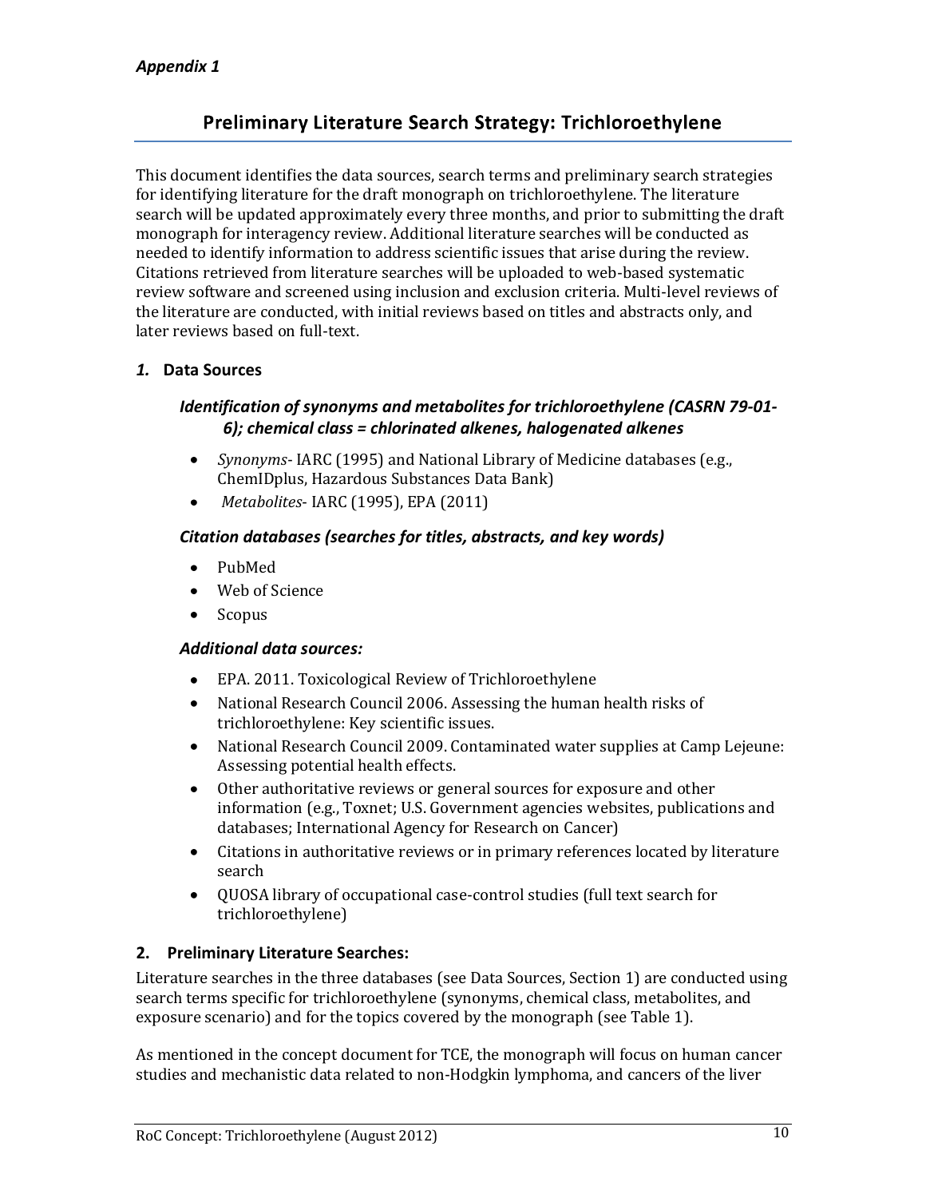*Appendix 1*

# Preliminary Literature Search Strategy: Trichloroethylene

This document identifies the data sources, search terms and preliminary search strategies for identifying literature for the draft monograph on trichloroethylene. The literature search will be updated approximately every three months, and prior to submitting the draft monograph for interagency review. Additional literature searches will be conducted as needed to identify information to address scientific issues that arise during the review. Citations retrieved from literature searches will be uploaded to web-based systematic review software and screened using inclusion and exclusion criteria. Multi-level reviews of the literature are conducted, with initial reviews based on titles and abstracts only, and later reviews based on full-text.

## *1.* Data Sources

### *Identification of synonyms and metabolites for trichloroethylene (CASRN 79-01-6); chemical class = chlorinated alkenes, halogenated alkenes*

- *Synonyms*- IARC (1995) and National Library of Medicine databases (e.g., ChemIDplus, Hazardous Substances Data Bank)
- *Metabolites*- IARC (1995), EPA (2011)

### *Citation databases (searches for titles, abstracts, and key words)*

- PubMed
- Web of Science
- Scopus

### *Additional data sources:*

- EPA. 2011. Toxicological Review of Trichloroethylene
- National Research Council 2006. Assessing the human health risks of trichloroethylene: Key scientific issues.
- National Research Council 2009. Contaminated water supplies at Camp Lejeune: Assessing potential health effects.
- Other authoritative reviews or general sources for exposure and other information (e.g., Toxnet; U.S. Government agencies websites, publications and databases; International Agency for Research on Cancer)
- Citations in authoritative reviews or in primary references located by literature search
- QUOSA library of occupational case-control studies (full text search for trichloroethylene)

## 2. Preliminary Literature Searches:

Literature searches in the three databases (see Data Sources, Section 1) are conducted using search terms specific for trichloroethylene (synonyms, chemical class, metabolites, and exposure scenario) and for the topics covered by the monograph (see Table 1).

As mentioned in the concept document for TCE, the monograph will focus on human cancer studies and mechanistic data related to non-Hodgkin lymphoma, and cancers of the liver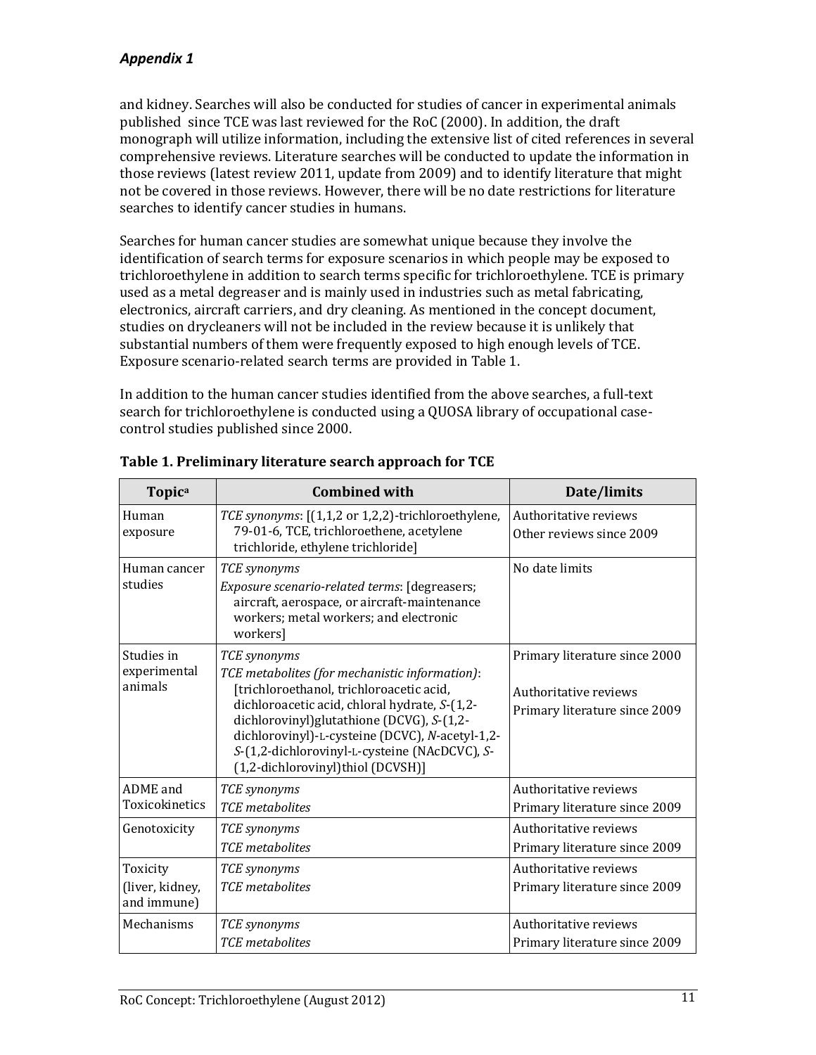*Appendix 1*

and kidney. Searches will also be conducted for studies of cancer in experimental animals published since TCE was last reviewed for the RoC (2000). In addition, the draft monograph will utilize information, including the extensive list of cited references in several comprehensive reviews. Literature searches will be conducted to update the information in those reviews (latest review 2011, update from 2009) and to identify literature that might not be covered in those reviews. However, there will be no date restrictions for literature searches to identify cancer studies in humans.

Searches for human cancer studies are somewhat unique because they involve the identification of search terms for exposure scenarios in which people may be exposed to trichloroethylene in addition to search terms specific for trichloroethylene. TCE is primary used as a metal degreaser and is mainly used in industries such as metal fabricating, electronics, aircraft carriers, and dry cleaning. As mentioned in the concept document, studies on drycleaners will not be included in the review because it is unlikely that substantial numbers of them were frequently exposed to high enough levels of TCE. Exposure scenario-related search terms are provided in Table 1.

In addition to the human cancer studies identified from the above searches, a full-text search for trichloroethylene is conducted using a QUOSA library of occupational case-control studies published since 2000.

**Table 1. Preliminary literature search approach for TCE**

| Topic[a] | Combined with | Date/limits |
|---|---|---|
| Human exposure | *TCE synonyms*: [(1,1,2 or 1,2,2)-trichloroethylene, 79-01-6, TCE, trichloroethene, acetylene trichloride, ethylene trichloride] | Authoritative reviews<br>Other reviews since 2009 |
| Human cancer studies | *TCE synonyms*<br>*Exposure scenario-related terms*: [degreasers; aircraft, aerospace, or aircraft-maintenance workers; metal workers; and electronic workers] | No date limits |
| Studies in experimental animals | *TCE synonyms*<br>*TCE metabolites (for mechanistic information)*: [trichloroethanol, trichloroacetic acid, dichloroacetic acid, chloral hydrate, *S*-(1,2-dichlorovinyl)glutathione (DCVG), *S*-(1,2-dichlorovinyl)-L-cysteine (DCVC), *N*-acetyl-1,2-*S*-(1,2-dichlorovinyl-L-cysteine (NAcDCVC), *S*-(1,2-dichlorovinyl)thiol (DCVSH)] | Primary literature since 2000<br><br>Authoritative reviews<br>Primary literature since 2009 |
| ADME and Toxicokinetics | *TCE synonyms*<br>*TCE metabolites* | Authoritative reviews<br>Primary literature since 2009 |
| Genotoxicity | *TCE synonyms*<br>*TCE metabolites* | Authoritative reviews<br>Primary literature since 2009 |
| Toxicity (liver, kidney, and immune) | *TCE synonyms*<br>*TCE metabolites* | Authoritative reviews<br>Primary literature since 2009 |
| Mechanisms | *TCE synonyms*<br>*TCE metabolites* | Authoritative reviews<br>Primary literature since 2009 |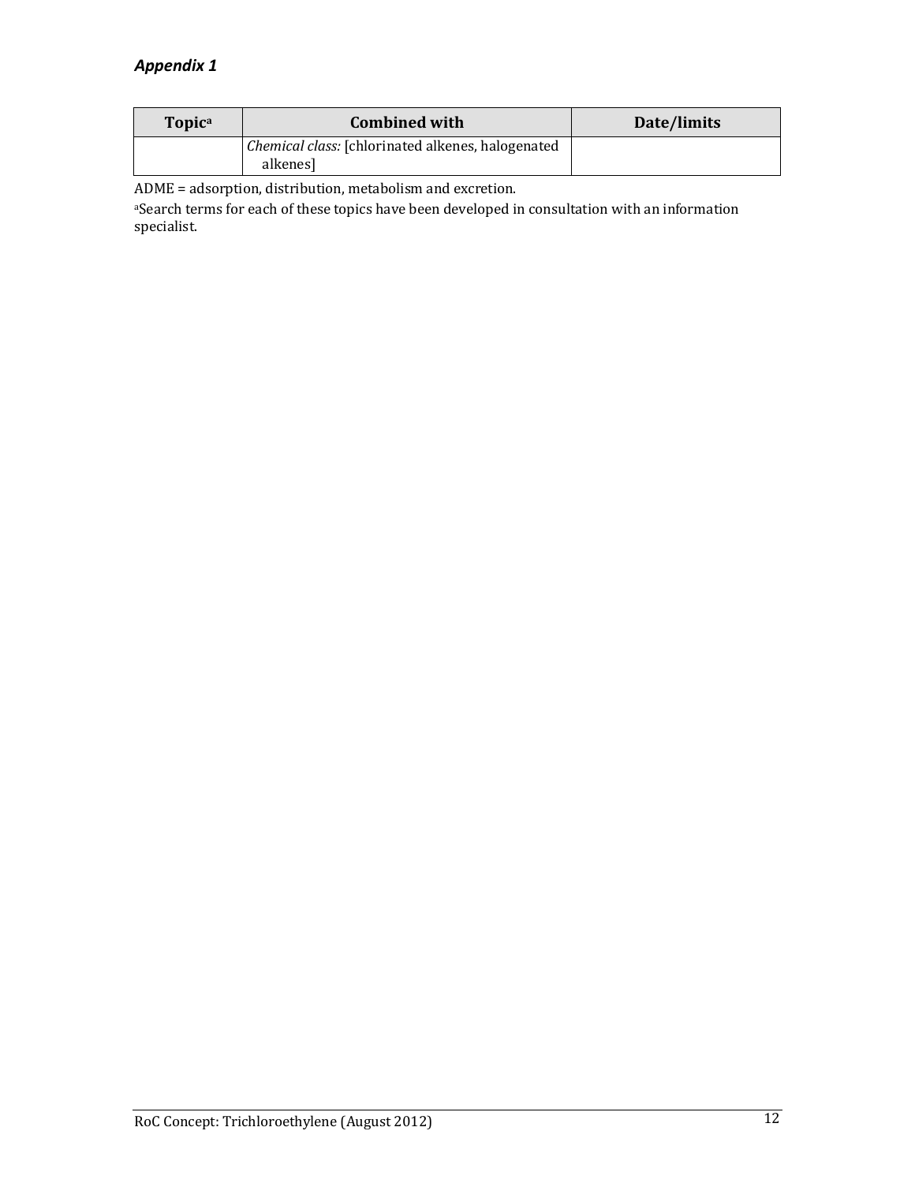*Appendix 1*

| Topic[a] | Combined with | Date/limits |
|---|---|---|
| | *Chemical class:* [chlorinated alkenes, halogenated alkenes] | |

ADME = adsorption, distribution, metabolism and excretion.

[a]Search terms for each of these topics have been developed in consultation with an information specialist.